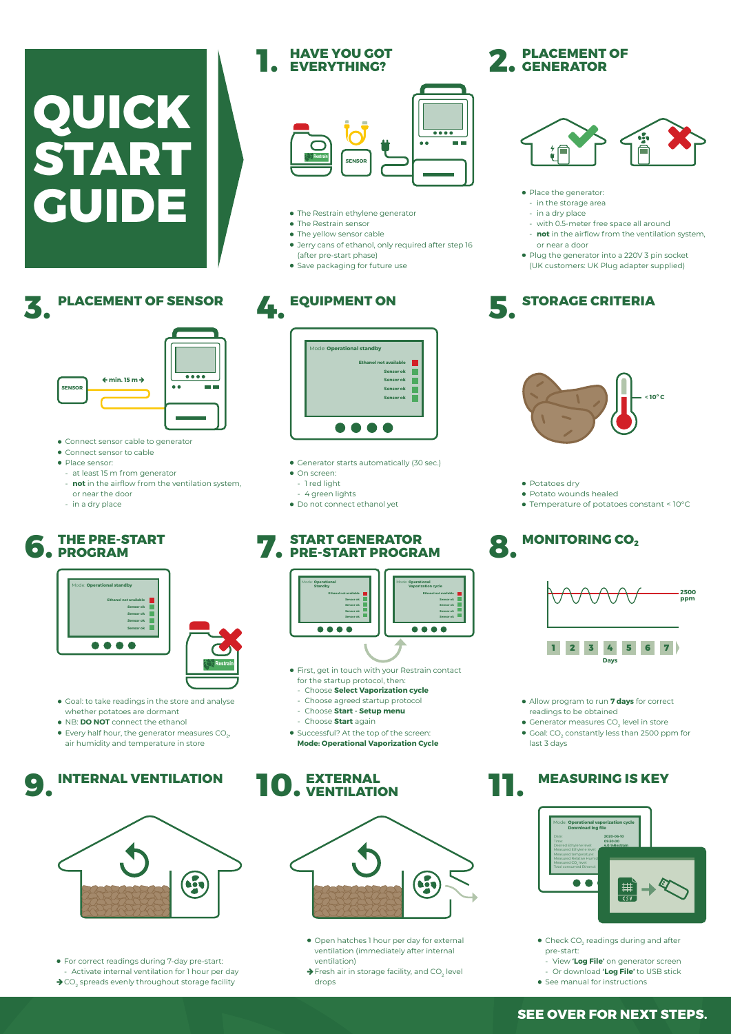# QUICK START GUIDE

## 1. HAVE YOU GOT EVERYTHING?

- The Restrain ethylene generator
- The Restrain sensor
- The yellow sensor cable
- Jerry cans of ethanol, only required after step 16 (after pre-start phase)
- Save packaging for future use

## 2. PLACEMENT OF GENERATOR

- Place the generator:
  - in the storage area
  - in a dry place
  - with 0.5-meter free space all around
  - **not** in the airflow from the ventilation system, or near a door
- Plug the generator into a 220V 3 pin socket (UK customers: UK Plug adapter supplied)

## 3. PLACEMENT OF SENSOR

- Connect sensor cable to generator
- Connect sensor to cable
- Place sensor:
  - at least 15 m from generator
  - **not** in the airflow from the ventilation system, or near the door
  - in a dry place

## 4. EQUIPMENT ON

- Generator starts automatically (30 sec.)
- On screen:
  - 1 red light
  - 4 green lights
- Do not connect ethanol yet

## 5. STORAGE CRITERIA

- Potatoes dry
- Potato wounds healed
- Temperature of potatoes constant < 10°C

## 6. THE PRE-START PROGRAM

- Goal: to take readings in the store and analyse whether potatoes are dormant
- NB: **DO NOT** connect the ethanol
- Every half hour, the generator measures $CO_2$, air humidity and temperature in store

## 7. START GENERATOR PRE-START PROGRAM

- First, get in touch with your Restrain contact for the startup protocol, then:
  - Choose **Select Vaporization cycle**
  - Choose agreed startup protocol
  - Choose **Start - Setup menu**
  - Choose **Start** again
- Successful? At the top of the screen: **Mode: Operational Vaporization Cycle**

## 8. MONITORING $CO_2$

- Allow program to run **7 days** for correct readings to be obtained
- Generator measures $CO_2$ level in store
- Goal: $CO_2$ constantly less than 2500 ppm for last 3 days

## 9. INTERNAL VENTILATION

- For correct readings during 7-day pre-start:
  - Activate internal ventilation for 1 hour per day

→ $CO_2$ spreads evenly throughout storage facility

## 10. EXTERNAL VENTILATION

- Open hatches 1 hour per day for external ventilation (immediately after internal ventilation)

→ Fresh air in storage facility, and $CO_2$ level drops

## 11. MEASURING IS KEY

- Check $CO_2$ readings during and after pre-start:
  - View **'Log File'** on generator screen
  - Or download **'Log File'** to USB stick
- See manual for instructions

**SEE OVER FOR NEXT STEPS.**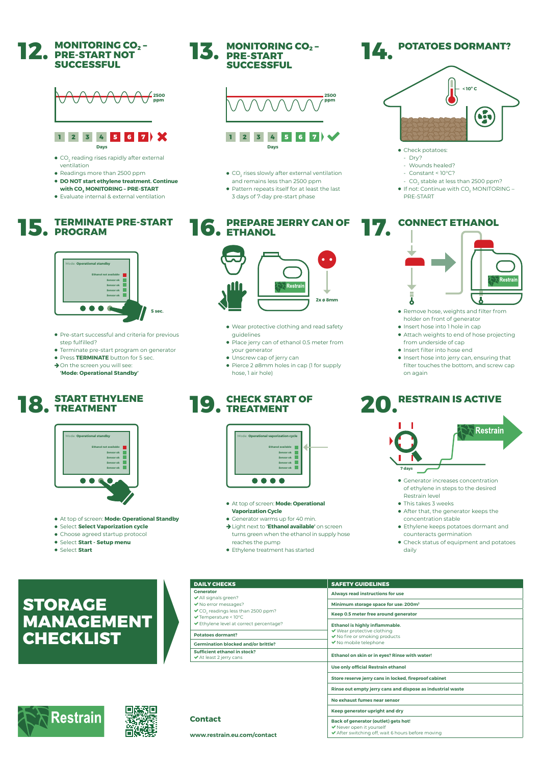## 12. MONITORING $CO_2$ – PRE-START NOT SUCCESSFUL

2500 ppm

1 2 3 4 5 6 7

Days

- $CO_2$ reading rises rapidly after external ventilation
- Readings more than 2500 ppm
- **DO NOT start ethylene treatment. Continue with $CO_2$ MONITORING – PRE-START**
- Evaluate internal & external ventilation

## 13. MONITORING $CO_2$ – PRE-START SUCCESSFUL

2500 ppm

1 2 3 4 5 6 7

Days

- $CO_2$ rises slowly after external ventilation and remains less than 2500 ppm
- Pattern repeats itself for at least the last 3 days of 7-day pre-start phase

## 14. POTATOES DORMANT?

< 10° C

- Check potatoes:
  - Dry?
  - Wounds healed?
  - Constant < 10°C?
  - $CO_2$ stable at less than 2500 ppm?
- If not: Continue with $CO_2$ MONITORING – PRE-START

## 15. TERMINATE PRE-START PROGRAM

Mode: Operational standby

Ethanol not available
Sensor ok
Sensor ok
Sensor ok
Sensor ok

5 sec.

- Pre-start successful and criteria for previous step fulfilled?
- Terminate pre-start program on generator
- Press **TERMINATE** button for 5 sec.

→ On the screen you will see: **'Mode: Operational Standby'**

## 16. PREPARE JERRY CAN OF ETHANOL

Restrain

2x ø 8mm

- Wear protective clothing and read safety guidelines
- Place jerry can of ethanol 0.5 meter from your generator
- Unscrew cap of jerry can
- Pierce 2 ø8mm holes in cap (1 for supply hose, 1 air hole)

## 17. CONNECT ETHANOL

Restrain

- Remove hose, weights and filter from holder on front of generator
- Insert hose into 1 hole in cap
- Attach weights to end of hose projecting from underside of cap
- Insert filter into hose end
- Insert hose into jerry can, ensuring that filter touches the bottom, and screw cap on again

## 18. START ETHYLENE TREATMENT

Mode: Operational standby

Ethanol not available
Sensor ok
Sensor ok
Sensor ok
Sensor ok

- At top of screen: **Mode: Operational Standby**
- Select **Select Vaporization cycle**
- Choose agreed startup protocol
- Select **Start - Setup menu**
- Select **Start**

## 19. CHECK START OF TREATMENT

Mode: Operational vaporization cycle

Ethanol available
Sensor ok
Sensor ok
Sensor ok
Sensor ok

- At top of screen: **Mode: Operational Vaporization Cycle**
- Generator warms up for 40 min.

→ Light next to **'Ethanol available'** on screen turns green when the ethanol in supply hose reaches the pump

- Ethylene treatment has started

## 20. RESTRAIN IS ACTIVE

Restrain

7 days

- Generator increases concentration of ethylene in steps to the desired Restrain level
- This takes 3 weeks
- After that, the generator keeps the concentration stable
- Ethylene keeps potatoes dormant and counteracts germination
- Check status of equipment and potatoes daily

# STORAGE MANAGEMENT CHECKLIST

| DAILY CHECKS |
|---|
| **Generator**<br>✔ All signals green?<br>✔ No error messages?<br>✔ $CO_2$ readings less than 2500 ppm?<br>✔ Temperature < 10°C<br>✔ Ethylene level at correct percentage? |
| **Potatoes dormant?** |
| **Germination blocked and/or brittle?** |
| **Sufficient ethanol in stock?**<br>✔ At least 2 jerry cans |

| SAFETY GUIDELINES |
|---|
| **Always read instructions for use** |
| **Minimum storage space for use: 200m³** |
| **Keep 0.5 meter free around generator** |
| **Ethanol is highly inflammable.**<br>✔ Wear protective clothing<br>✔ No fire or smoking products<br>✔ No mobile telephone |
| **Ethanol on skin or in eyes? Rinse with water!** |
| **Use only official Restrain ethanol** |
| **Store reserve jerry cans in locked, fireproof cabinet** |
| **Rinse out empty jerry cans and dispose as industrial waste** |
| **No exhaust fumes near sensor** |
| **Keep generator upright and dry** |
| **Back of generator (outlet) gets hot!**<br>✔ Never open it yourself<br>✔ After switching off, wait 6 hours before moving |

Restrain

**Contact**

**www.restrain.eu.com/contact**